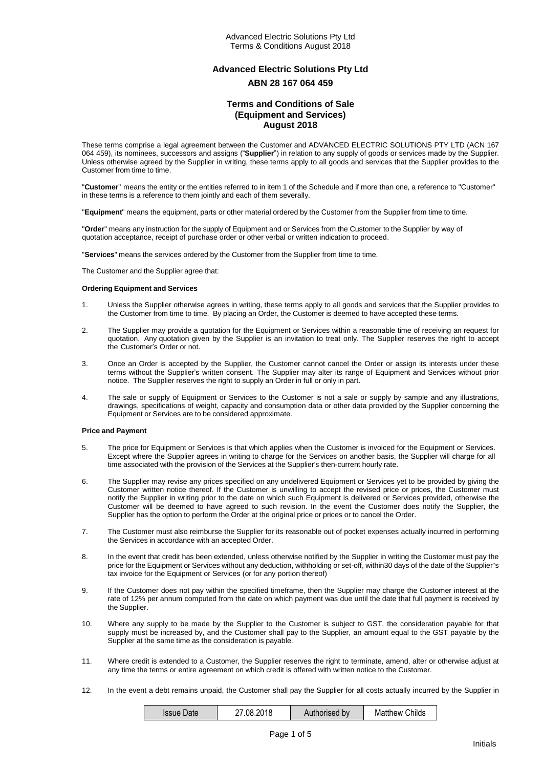## Advanced Electric Solutions Pty Ltd

## ABN 28 167 064 459

### Terms and Conditions of Sale (Equipment and Services) August 2018

These terms comprise a legal agreement between the Customer and ADVANCED ELECTRIC SOLUTIONS PTY LTD (ACN 167 064 459), its nominees, successors and assigns ("**Supplier**") in relation to any supply of goods or services made by the Supplier. Unless otherwise agreed by the Supplier in writing, these terms apply to all goods and services that the Supplier provides to the Customer from time to time.

"**Customer**" means the entity or the entities referred to in item 1 of the Schedule and if more than one, a reference to "Customer" in these terms is a reference to them jointly and each of them severally.

"**Equipment**" means the equipment, parts or other material ordered by the Customer from the Supplier from time to time.

"**Order**" means any instruction for the supply of Equipment and or Services from the Customer to the Supplier by way of quotation acceptance, receipt of purchase order or other verbal or written indication to proceed.

"**Services**" means the services ordered by the Customer from the Supplier from time to time.

The Customer and the Supplier agree that:

**Ordering Equipment and Services**

1. Unless the Supplier otherwise agrees in writing, these terms apply to all goods and services that the Supplier provides to the Customer from time to time. By placing an Order, the Customer is deemed to have accepted these terms.

2. The Supplier may provide a quotation for the Equipment or Services within a reasonable time of receiving an request for quotation. Any quotation given by the Supplier is an invitation to treat only. The Supplier reserves the right to accept the Customer's Order or not.

3. Once an Order is accepted by the Supplier, the Customer cannot cancel the Order or assign its interests under these terms without the Supplier's written consent. The Supplier may alter its range of Equipment and Services without prior notice. The Supplier reserves the right to supply an Order in full or only in part.

4. The sale or supply of Equipment or Services to the Customer is not a sale or supply by sample and any illustrations, drawings, specifications of weight, capacity and consumption data or other data provided by the Supplier concerning the Equipment or Services are to be considered approximate.

**Price and Payment**

5. The price for Equipment or Services is that which applies when the Customer is invoiced for the Equipment or Services. Except where the Supplier agrees in writing to charge for the Services on another basis, the Supplier will charge for all time associated with the provision of the Services at the Supplier's then-current hourly rate.

6. The Supplier may revise any prices specified on any undelivered Equipment or Services yet to be provided by giving the Customer written notice thereof. If the Customer is unwilling to accept the revised price or prices, the Customer must notify the Supplier in writing prior to the date on which such Equipment is delivered or Services provided, otherwise the Customer will be deemed to have agreed to such revision. In the event the Customer does notify the Supplier, the Supplier has the option to perform the Order at the original price or prices or to cancel the Order.

7. The Customer must also reimburse the Supplier for its reasonable out of pocket expenses actually incurred in performing the Services in accordance with an accepted Order.

8. In the event that credit has been extended, unless otherwise notified by the Supplier in writing the Customer must pay the price for the Equipment or Services without any deduction, withholding or set-off, within30 days of the date of the Supplier's tax invoice for the Equipment or Services (or for any portion thereof)

9. If the Customer does not pay within the specified timeframe, then the Supplier may charge the Customer interest at the rate of 12% per annum computed from the date on which payment was due until the date that full payment is received by the Supplier.

10. Where any supply to be made by the Supplier to the Customer is subject to GST, the consideration payable for that supply must be increased by, and the Customer shall pay to the Supplier, an amount equal to the GST payable by the Supplier at the same time as the consideration is payable.

11. Where credit is extended to a Customer, the Supplier reserves the right to terminate, amend, alter or otherwise adjust at any time the terms or entire agreement on which credit is offered with written notice to the Customer.

12. In the event a debt remains unpaid, the Customer shall pay the Supplier for all costs actually incurred by the Supplier in

| | | | |
|---|---|---|---|
| Issue Date | 27.08.2018 | Authorised by | Matthew Childs |

Initials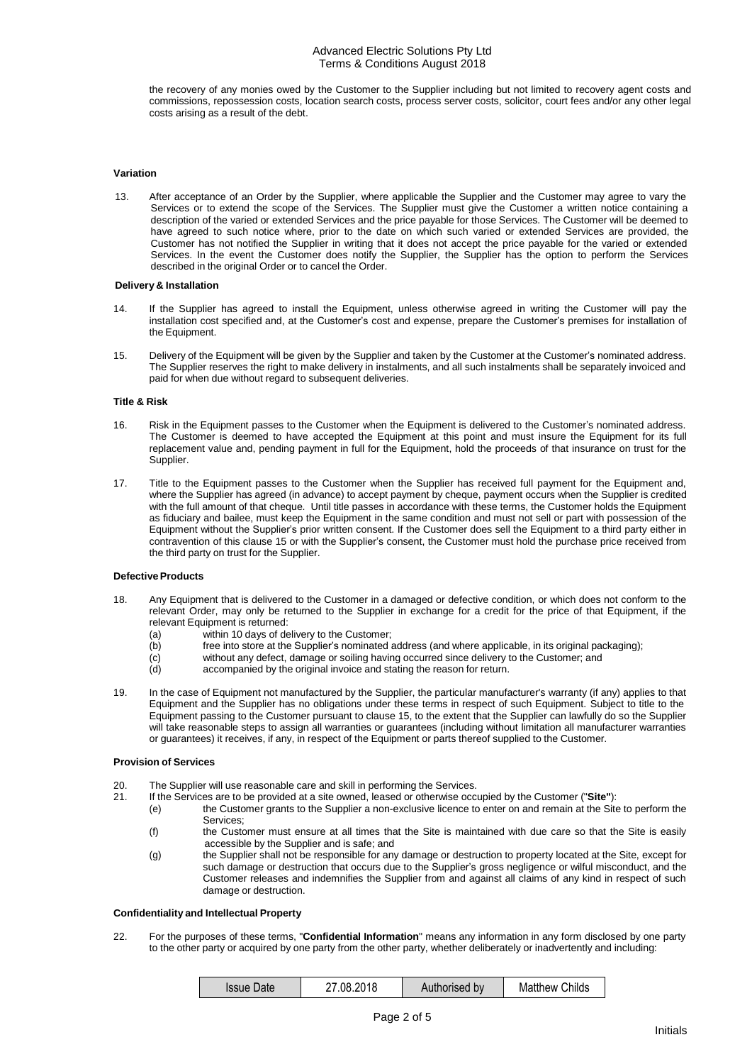the recovery of any monies owed by the Customer to the Supplier including but not limited to recovery agent costs and commissions, repossession costs, location search costs, process server costs, solicitor, court fees and/or any other legal costs arising as a result of the debt.

**Variation**

13. After acceptance of an Order by the Supplier, where applicable the Supplier and the Customer may agree to vary the Services or to extend the scope of the Services. The Supplier must give the Customer a written notice containing a description of the varied or extended Services and the price payable for those Services. The Customer will be deemed to have agreed to such notice where, prior to the date on which such varied or extended Services are provided, the Customer has not notified the Supplier in writing that it does not accept the price payable for the varied or extended Services. In the event the Customer does notify the Supplier, the Supplier has the option to perform the Services described in the original Order or to cancel the Order.

**Delivery & Installation**

14. If the Supplier has agreed to install the Equipment, unless otherwise agreed in writing the Customer will pay the installation cost specified and, at the Customer's cost and expense, prepare the Customer's premises for installation of the Equipment.

15. Delivery of the Equipment will be given by the Supplier and taken by the Customer at the Customer's nominated address. The Supplier reserves the right to make delivery in instalments, and all such instalments shall be separately invoiced and paid for when due without regard to subsequent deliveries.

**Title & Risk**

16. Risk in the Equipment passes to the Customer when the Equipment is delivered to the Customer's nominated address. The Customer is deemed to have accepted the Equipment at this point and must insure the Equipment for its full replacement value and, pending payment in full for the Equipment, hold the proceeds of that insurance on trust for the Supplier.

17. Title to the Equipment passes to the Customer when the Supplier has received full payment for the Equipment and, where the Supplier has agreed (in advance) to accept payment by cheque, payment occurs when the Supplier is credited with the full amount of that cheque. Until title passes in accordance with these terms, the Customer holds the Equipment as fiduciary and bailee, must keep the Equipment in the same condition and must not sell or part with possession of the Equipment without the Supplier's prior written consent. If the Customer does sell the Equipment to a third party either in contravention of this clause 15 or with the Supplier's consent, the Customer must hold the purchase price received from the third party on trust for the Supplier.

**Defective Products**

18. Any Equipment that is delivered to the Customer in a damaged or defective condition, or which does not conform to the relevant Order, may only be returned to the Supplier in exchange for a credit for the price of that Equipment, if the relevant Equipment is returned:
    (a) within 10 days of delivery to the Customer;
    (b) free into store at the Supplier's nominated address (and where applicable, in its original packaging);
    (c) without any defect, damage or soiling having occurred since delivery to the Customer; and
    (d) accompanied by the original invoice and stating the reason for return.

19. In the case of Equipment not manufactured by the Supplier, the particular manufacturer's warranty (if any) applies to that Equipment and the Supplier has no obligations under these terms in respect of such Equipment. Subject to title to the Equipment passing to the Customer pursuant to clause 15, to the extent that the Supplier can lawfully do so the Supplier will take reasonable steps to assign all warranties or guarantees (including without limitation all manufacturer warranties or guarantees) it receives, if any, in respect of the Equipment or parts thereof supplied to the Customer.

**Provision of Services**

20. The Supplier will use reasonable care and skill in performing the Services.
21. If the Services are to be provided at a site owned, leased or otherwise occupied by the Customer ("**Site**"):
    (e) the Customer grants to the Supplier a non-exclusive licence to enter on and remain at the Site to perform the Services;
    (f) the Customer must ensure at all times that the Site is maintained with due care so that the Site is easily accessible by the Supplier and is safe; and
    (g) the Supplier shall not be responsible for any damage or destruction to property located at the Site, except for such damage or destruction that occurs due to the Supplier's gross negligence or wilful misconduct, and the Customer releases and indemnifies the Supplier from and against all claims of any kind in respect of such damage or destruction.

**Confidentiality and Intellectual Property**

22. For the purposes of these terms, "**Confidential Information**" means any information in any form disclosed by one party to the other party or acquired by one party from the other party, whether deliberately or inadvertently and including: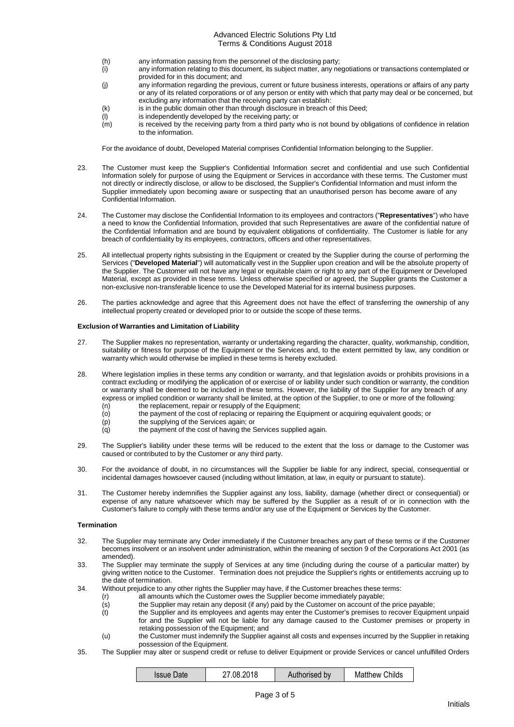(h) any information passing from the personnel of the disclosing party;
(i) any information relating to this document, its subject matter, any negotiations or transactions contemplated or provided for in this document; and
(j) any information regarding the previous, current or future business interests, operations or affairs of any party or any of its related corporations or of any person or entity with which that party may deal or be concerned, but excluding any information that the receiving party can establish:
(k) is in the public domain other than through disclosure in breach of this Deed;
(l) is independently developed by the receiving party; or
(m) is received by the receiving party from a third party who is not bound by obligations of confidence in relation to the information.

For the avoidance of doubt, Developed Material comprises Confidential Information belonging to the Supplier.

23. The Customer must keep the Supplier's Confidential Information secret and confidential and use such Confidential Information solely for purpose of using the Equipment or Services in accordance with these terms. The Customer must not directly or indirectly disclose, or allow to be disclosed, the Supplier's Confidential Information and must inform the Supplier immediately upon becoming aware or suspecting that an unauthorised person has become aware of any Confidential Information.

24. The Customer may disclose the Confidential Information to its employees and contractors ("**Representatives**") who have a need to know the Confidential Information, provided that such Representatives are aware of the confidential nature of the Confidential Information and are bound by equivalent obligations of confidentiality. The Customer is liable for any breach of confidentiality by its employees, contractors, officers and other representatives.

25. All intellectual property rights subsisting in the Equipment or created by the Supplier during the course of performing the Services ("**Developed Material**") will automatically vest in the Supplier upon creation and will be the absolute property of the Supplier. The Customer will not have any legal or equitable claim or right to any part of the Equipment or Developed Material, except as provided in these terms. Unless otherwise specified or agreed, the Supplier grants the Customer a non-exclusive non-transferable licence to use the Developed Material for its internal business purposes.

26. The parties acknowledge and agree that this Agreement does not have the effect of transferring the ownership of any intellectual property created or developed prior to or outside the scope of these terms.

**Exclusion of Warranties and Limitation of Liability**

27. The Supplier makes no representation, warranty or undertaking regarding the character, quality, workmanship, condition, suitability or fitness for purpose of the Equipment or the Services and, to the extent permitted by law, any condition or warranty which would otherwise be implied in these terms is hereby excluded.

28. Where legislation implies in these terms any condition or warranty, and that legislation avoids or prohibits provisions in a contract excluding or modifying the application of or exercise of or liability under such condition or warranty, the condition or warranty shall be deemed to be included in these terms. However, the liability of the Supplier for any breach of any express or implied condition or warranty shall be limited, at the option of the Supplier, to one or more of the following:
    (n) the replacement, repair or resupply of the Equipment;
    (o) the payment of the cost of replacing or repairing the Equipment or acquiring equivalent goods; or
    (p) the supplying of the Services again; or
    (q) the payment of the cost of having the Services supplied again.

29. The Supplier's liability under these terms will be reduced to the extent that the loss or damage to the Customer was caused or contributed to by the Customer or any third party.

30. For the avoidance of doubt, in no circumstances will the Supplier be liable for any indirect, special, consequential or incidental damages howsoever caused (including without limitation, at law, in equity or pursuant to statute).

31. The Customer hereby indemnifies the Supplier against any loss, liability, damage (whether direct or consequential) or expense of any nature whatsoever which may be suffered by the Supplier as a result of or in connection with the Customer's failure to comply with these terms and/or any use of the Equipment or Services by the Customer.

**Termination**

32. The Supplier may terminate any Order immediately if the Customer breaches any part of these terms or if the Customer becomes insolvent or an insolvent under administration, within the meaning of section 9 of the Corporations Act 2001 (as amended).
33. The Supplier may terminate the supply of Services at any time (including during the course of a particular matter) by giving written notice to the Customer. Termination does not prejudice the Supplier's rights or entitlements accruing up to the date of termination.
34. Without prejudice to any other rights the Supplier may have, if the Customer breaches these terms:
    (r) all amounts which the Customer owes the Supplier become immediately payable;
    (s) the Supplier may retain any deposit (if any) paid by the Customer on account of the price payable;
    (t) the Supplier and its employees and agents may enter the Customer's premises to recover Equipment unpaid for and the Supplier will not be liable for any damage caused to the Customer premises or property in retaking possession of the Equipment; and
    (u) the Customer must indemnify the Supplier against all costs and expenses incurred by the Supplier in retaking possession of the Equipment.
35. The Supplier may alter or suspend credit or refuse to deliver Equipment or provide Services or cancel unfulfilled Orders

| Issue Date | 27.08.2018 | Authorised by | Matthew Childs |
|---|---|---|---|

Initials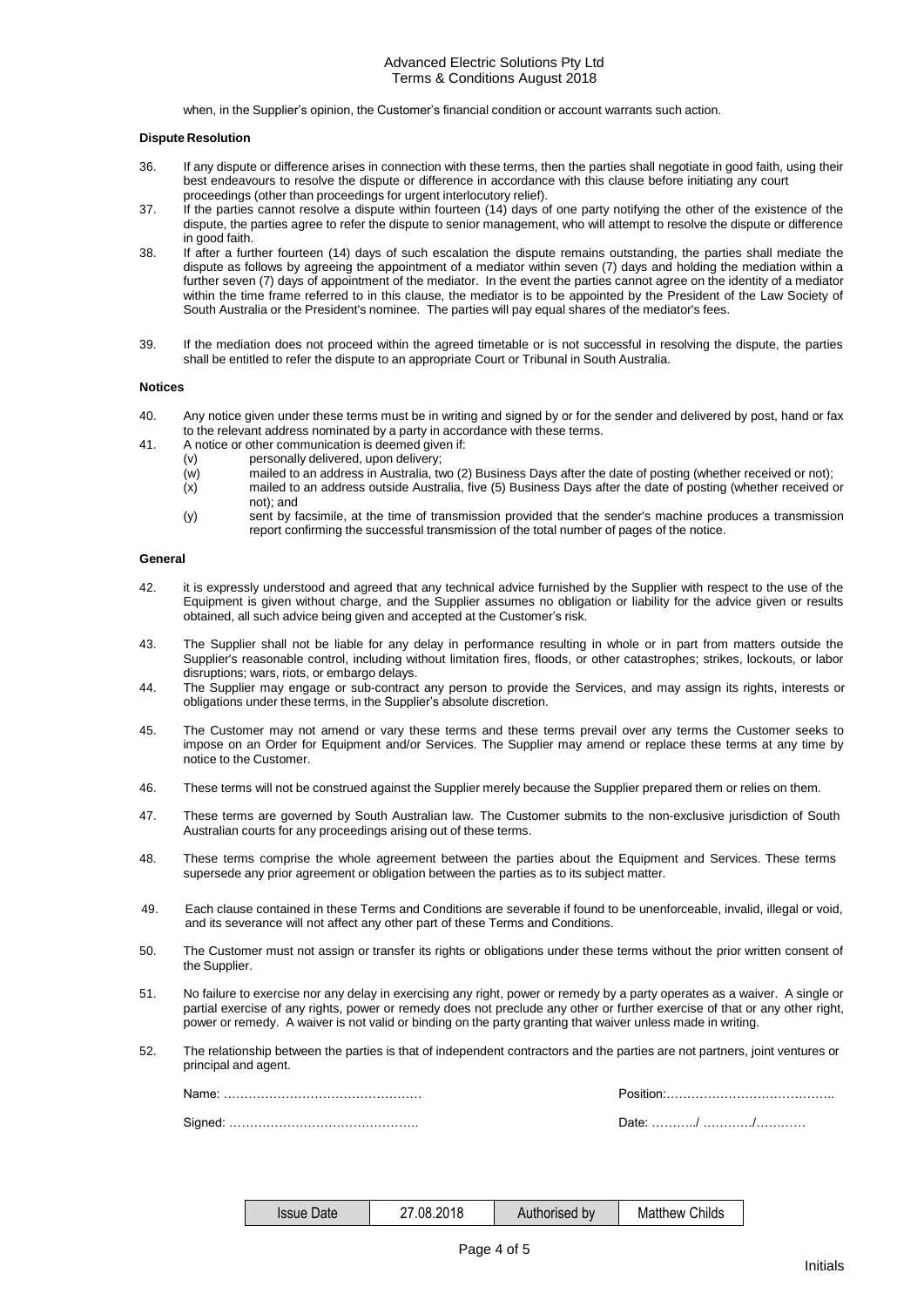when, in the Supplier's opinion, the Customer's financial condition or account warrants such action.

**Dispute Resolution**

36. If any dispute or difference arises in connection with these terms, then the parties shall negotiate in good faith, using their best endeavours to resolve the dispute or difference in accordance with this clause before initiating any court proceedings (other than proceedings for urgent interlocutory relief).
37. If the parties cannot resolve a dispute within fourteen (14) days of one party notifying the other of the existence of the dispute, the parties agree to refer the dispute to senior management, who will attempt to resolve the dispute or difference in good faith.
38. If after a further fourteen (14) days of such escalation the dispute remains outstanding, the parties shall mediate the dispute as follows by agreeing the appointment of a mediator within seven (7) days and holding the mediation within a further seven (7) days of appointment of the mediator. In the event the parties cannot agree on the identity of a mediator within the time frame referred to in this clause, the mediator is to be appointed by the President of the Law Society of South Australia or the President's nominee. The parties will pay equal shares of the mediator's fees.
39. If the mediation does not proceed within the agreed timetable or is not successful in resolving the dispute, the parties shall be entitled to refer the dispute to an appropriate Court or Tribunal in South Australia.

**Notices**

40. Any notice given under these terms must be in writing and signed by or for the sender and delivered by post, hand or fax to the relevant address nominated by a party in accordance with these terms.
41. A notice or other communication is deemed given if:
    (v) personally delivered, upon delivery;
    (w) mailed to an address in Australia, two (2) Business Days after the date of posting (whether received or not);
    (x) mailed to an address outside Australia, five (5) Business Days after the date of posting (whether received or not); and
    (y) sent by facsimile, at the time of transmission provided that the sender's machine produces a transmission report confirming the successful transmission of the total number of pages of the notice.

**General**

42. it is expressly understood and agreed that any technical advice furnished by the Supplier with respect to the use of the Equipment is given without charge, and the Supplier assumes no obligation or liability for the advice given or results obtained, all such advice being given and accepted at the Customer's risk.
43. The Supplier shall not be liable for any delay in performance resulting in whole or in part from matters outside the Supplier's reasonable control, including without limitation fires, floods, or other catastrophes; strikes, lockouts, or labor disruptions; wars, riots, or embargo delays.
44. The Supplier may engage or sub-contract any person to provide the Services, and may assign its rights, interests or obligations under these terms, in the Supplier's absolute discretion.
45. The Customer may not amend or vary these terms and these terms prevail over any terms the Customer seeks to impose on an Order for Equipment and/or Services. The Supplier may amend or replace these terms at any time by notice to the Customer.
46. These terms will not be construed against the Supplier merely because the Supplier prepared them or relies on them.
47. These terms are governed by South Australian law. The Customer submits to the non-exclusive jurisdiction of South Australian courts for any proceedings arising out of these terms.
48. These terms comprise the whole agreement between the parties about the Equipment and Services. These terms supersede any prior agreement or obligation between the parties as to its subject matter.
49. Each clause contained in these Terms and Conditions are severable if found to be unenforceable, invalid, illegal or void, and its severance will not affect any other part of these Terms and Conditions.
50. The Customer must not assign or transfer its rights or obligations under these terms without the prior written consent of the Supplier.
51. No failure to exercise nor any delay in exercising any right, power or remedy by a party operates as a waiver. A single or partial exercise of any rights, power or remedy does not preclude any other or further exercise of that or any other right, power or remedy. A waiver is not valid or binding on the party granting that waiver unless made in writing.
52. The relationship between the parties is that of independent contractors and the parties are not partners, joint ventures or principal and agent.

Name: ………………………………………… Position:…………………………………..

Signed: ………………………………………. Date: ………../ …………/…………

| Issue Date | 27.08.2018 | Authorised by | Matthew Childs |
|---|---|---|---|

Initials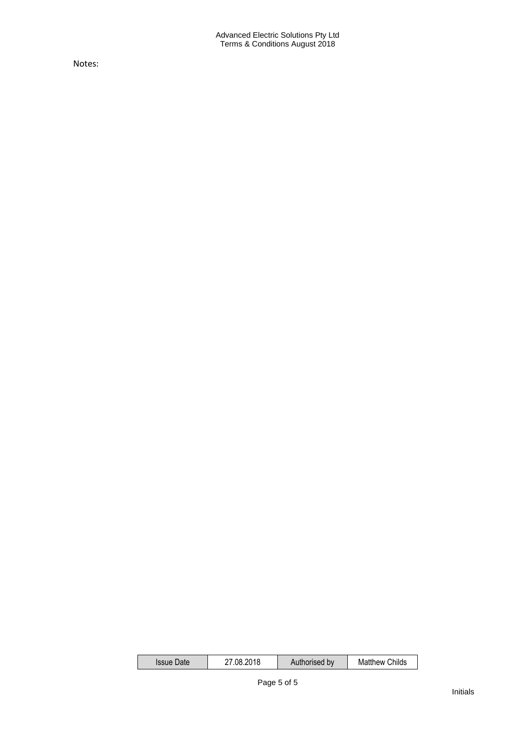Notes: